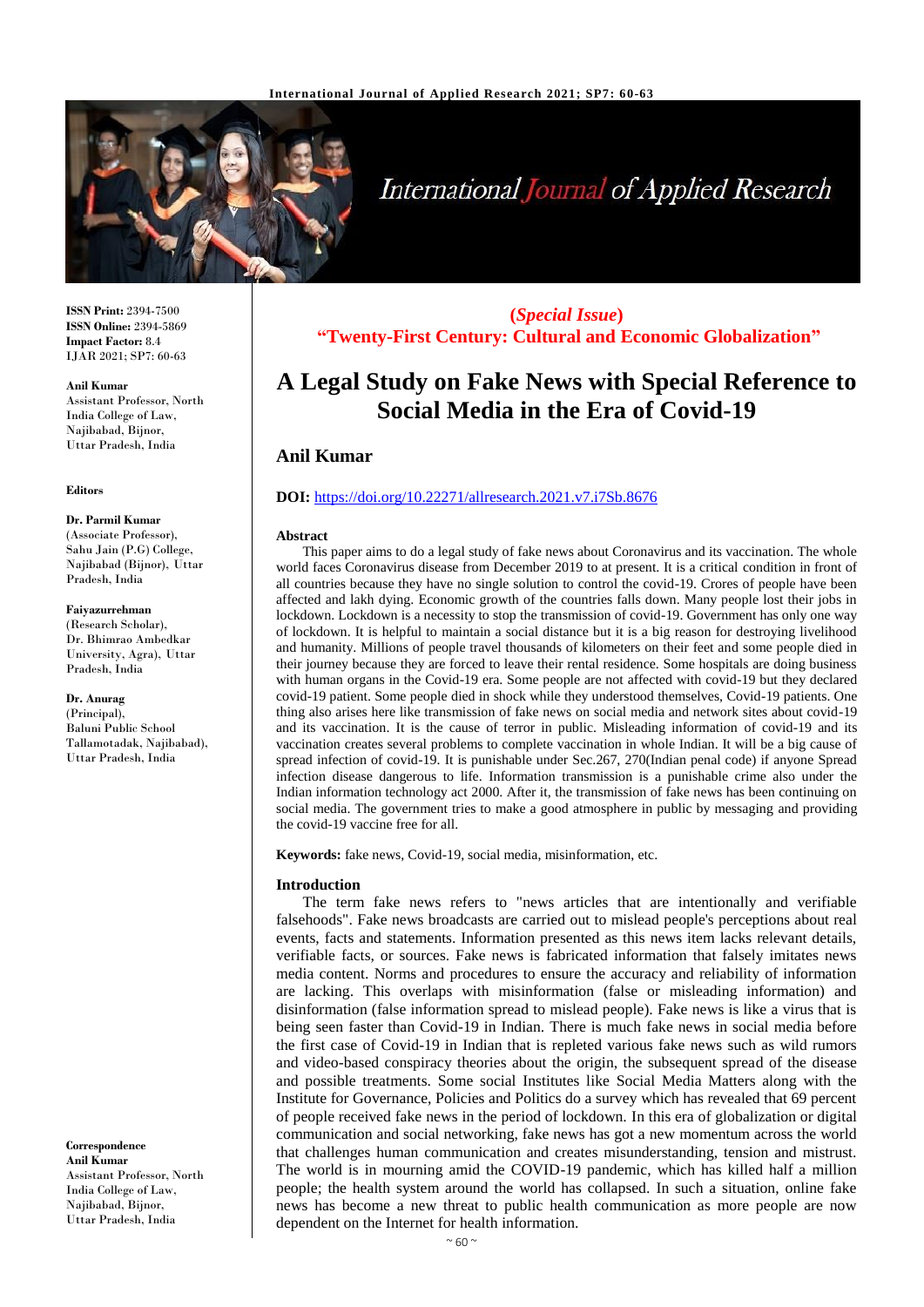**ISSN Print:** 2394-7500
**ISSN Online:** 2394-5869
**Impact Factor:** 8.4
IJAR 2021; SP7: 60-63

**Anil Kumar**
Assistant Professor, North India College of Law, Najibabad, Bijnor, Uttar Pradesh, India

**Editors**

**Dr. Parmil Kumar**
(Associate Professor), Sahu Jain (P.G) College, Najibabad (Bijnor), Uttar Pradesh, India

**Faiyazurrehman**
(Research Scholar), Dr. Bhimrao Ambedkar University, Agra), Uttar Pradesh, India

**Dr. Anurag**
(Principal), Baluni Public School Tallamotadak, Najibabad), Uttar Pradesh, India

**Correspondence**
**Anil Kumar**
Assistant Professor, North India College of Law, Najibabad, Bijnor, Uttar Pradesh, India

**(*Special Issue*)**
**"Twenty-First Century: Cultural and Economic Globalization"**

# A Legal Study on Fake News with Special Reference to Social Media in the Era of Covid-19

**Anil Kumar**

**DOI:** https://doi.org/10.22271/allresearch.2021.v7.i7Sb.8676

## Abstract

This paper aims to do a legal study of fake news about Coronavirus and its vaccination. The whole world faces Coronavirus disease from December 2019 to at present. It is a critical condition in front of all countries because they have no single solution to control the covid-19. Crores of people have been affected and lakh dying. Economic growth of the countries falls down. Many people lost their jobs in lockdown. Lockdown is a necessity to stop the transmission of covid-19. Government has only one way of lockdown. It is helpful to maintain a social distance but it is a big reason for destroying livelihood and humanity. Millions of people travel thousands of kilometers on their feet and some people died in their journey because they are forced to leave their rental residence. Some hospitals are doing business with human organs in the Covid-19 era. Some people are not affected with covid-19 but they declared covid-19 patient. Some people died in shock while they understood themselves, Covid-19 patients. One thing also arises here like transmission of fake news on social media and network sites about covid-19 and its vaccination. It is the cause of terror in public. Misleading information of covid-19 and its vaccination creates several problems to complete vaccination in whole Indian. It will be a big cause of spread infection of covid-19. It is punishable under Sec.267, 270(Indian penal code) if anyone Spread infection disease dangerous to life. Information transmission is a punishable crime also under the Indian information technology act 2000. After it, the transmission of fake news has been continuing on social media. The government tries to make a good atmosphere in public by messaging and providing the covid-19 vaccine free for all.

**Keywords:** fake news, Covid-19, social media, misinformation, etc.

## Introduction

The term fake news refers to "news articles that are intentionally and verifiable falsehoods". Fake news broadcasts are carried out to mislead people's perceptions about real events, facts and statements. Information presented as this news item lacks relevant details, verifiable facts, or sources. Fake news is fabricated information that falsely imitates news media content. Norms and procedures to ensure the accuracy and reliability of information are lacking. This overlaps with misinformation (false or misleading information) and disinformation (false information spread to mislead people). Fake news is like a virus that is being seen faster than Covid-19 in Indian. There is much fake news in social media before the first case of Covid-19 in Indian that is repleted various fake news such as wild rumors and video-based conspiracy theories about the origin, the subsequent spread of the disease and possible treatments. Some social Institutes like Social Media Matters along with the Institute for Governance, Policies and Politics do a survey which has revealed that 69 percent of people received fake news in the period of lockdown. In this era of globalization or digital communication and social networking, fake news has got a new momentum across the world that challenges human communication and creates misunderstanding, tension and mistrust. The world is in mourning amid the COVID-19 pandemic, which has killed half a million people; the health system around the world has collapsed. In such a situation, online fake news has become a new threat to public health communication as more people are now dependent on the Internet for health information.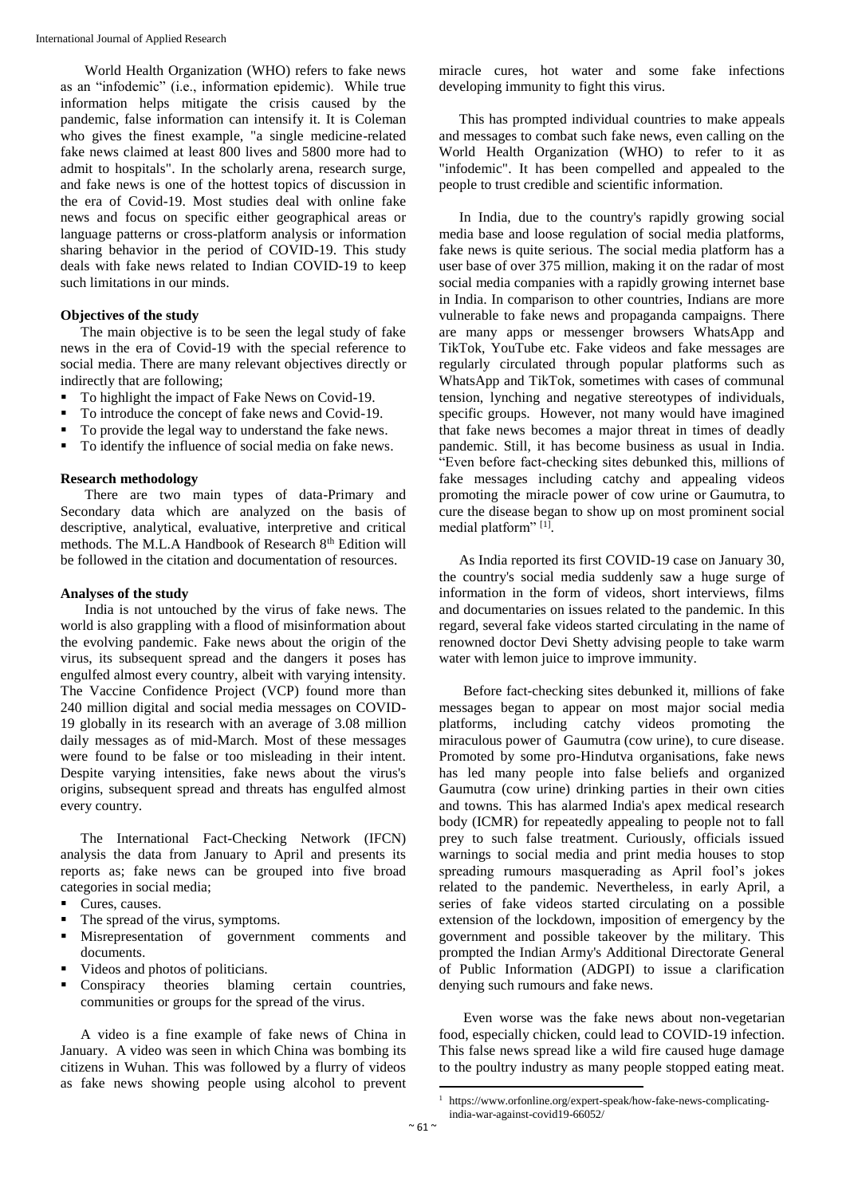World Health Organization (WHO) refers to fake news as an "infodemic" (i.e., information epidemic). While true information helps mitigate the crisis caused by the pandemic, false information can intensify it. It is Coleman who gives the finest example, "a single medicine-related fake news claimed at least 800 lives and 5800 more had to admit to hospitals". In the scholarly arena, research surge, and fake news is one of the hottest topics of discussion in the era of Covid-19. Most studies deal with online fake news and focus on specific either geographical areas or language patterns or cross-platform analysis or information sharing behavior in the period of COVID-19. This study deals with fake news related to Indian COVID-19 to keep such limitations in our minds.

### Objectives of the study

The main objective is to be seen the legal study of fake news in the era of Covid-19 with the special reference to social media. There are many relevant objectives directly or indirectly that are following;

- To highlight the impact of Fake News on Covid-19.
- To introduce the concept of fake news and Covid-19.
- To provide the legal way to understand the fake news.
- To identify the influence of social media on fake news.

### Research methodology

There are two main types of data-Primary and Secondary data which are analyzed on the basis of descriptive, analytical, evaluative, interpretive and critical methods. The M.L.A Handbook of Research 8th Edition will be followed in the citation and documentation of resources.

### Analyses of the study

India is not untouched by the virus of fake news. The world is also grappling with a flood of misinformation about the evolving pandemic. Fake news about the origin of the virus, its subsequent spread and the dangers it poses has engulfed almost every country, albeit with varying intensity. The Vaccine Confidence Project (VCP) found more than 240 million digital and social media messages on COVID-19 globally in its research with an average of 3.08 million daily messages as of mid-March. Most of these messages were found to be false or too misleading in their intent. Despite varying intensities, fake news about the virus's origins, subsequent spread and threats has engulfed almost every country.

The International Fact-Checking Network (IFCN) analysis the data from January to April and presents its reports as; fake news can be grouped into five broad categories in social media;

- Cures, causes.
- The spread of the virus, symptoms.
- Misrepresentation of government comments and documents.
- Videos and photos of politicians.
- Conspiracy theories blaming certain countries, communities or groups for the spread of the virus.

A video is a fine example of fake news of China in January. A video was seen in which China was bombing its citizens in Wuhan. This was followed by a flurry of videos as fake news showing people using alcohol to prevent miracle cures, hot water and some fake infections developing immunity to fight this virus.

This has prompted individual countries to make appeals and messages to combat such fake news, even calling on the World Health Organization (WHO) to refer to it as "infodemic". It has been compelled and appealed to the people to trust credible and scientific information.

In India, due to the country's rapidly growing social media base and loose regulation of social media platforms, fake news is quite serious. The social media platform has a user base of over 375 million, making it on the radar of most social media companies with a rapidly growing internet base in India. In comparison to other countries, Indians are more vulnerable to fake news and propaganda campaigns. There are many apps or messenger browsers WhatsApp and TikTok, YouTube etc. Fake videos and fake messages are regularly circulated through popular platforms such as WhatsApp and TikTok, sometimes with cases of communal tension, lynching and negative stereotypes of individuals, specific groups. However, not many would have imagined that fake news becomes a major threat in times of deadly pandemic. Still, it has become business as usual in India. "Even before fact-checking sites debunked this, millions of fake messages including catchy and appealing videos promoting the miracle power of cow urine or Gaumutra, to cure the disease began to show up on most prominent social medial platform" [1].

As India reported its first COVID-19 case on January 30, the country's social media suddenly saw a huge surge of information in the form of videos, short interviews, films and documentaries on issues related to the pandemic. In this regard, several fake videos started circulating in the name of renowned doctor Devi Shetty advising people to take warm water with lemon juice to improve immunity.

Before fact-checking sites debunked it, millions of fake messages began to appear on most major social media platforms, including catchy videos promoting the miraculous power of Gaumutra (cow urine), to cure disease. Promoted by some pro-Hindutva organisations, fake news has led many people into false beliefs and organized Gaumutra (cow urine) drinking parties in their own cities and towns. This has alarmed India's apex medical research body (ICMR) for repeatedly appealing to people not to fall prey to such false treatment. Curiously, officials issued warnings to social media and print media houses to stop spreading rumours masquerading as April fool's jokes related to the pandemic. Nevertheless, in early April, a series of fake videos started circulating on a possible extension of the lockdown, imposition of emergency by the government and possible takeover by the military. This prompted the Indian Army's Additional Directorate General of Public Information (ADGPI) to issue a clarification denying such rumours and fake news.

Even worse was the fake news about non-vegetarian food, especially chicken, could lead to COVID-19 infection. This false news spread like a wild fire caused huge damage to the poultry industry as many people stopped eating meat.

[1] https://www.orfonline.org/expert-speak/how-fake-news-complicating-india-war-against-covid19-66052/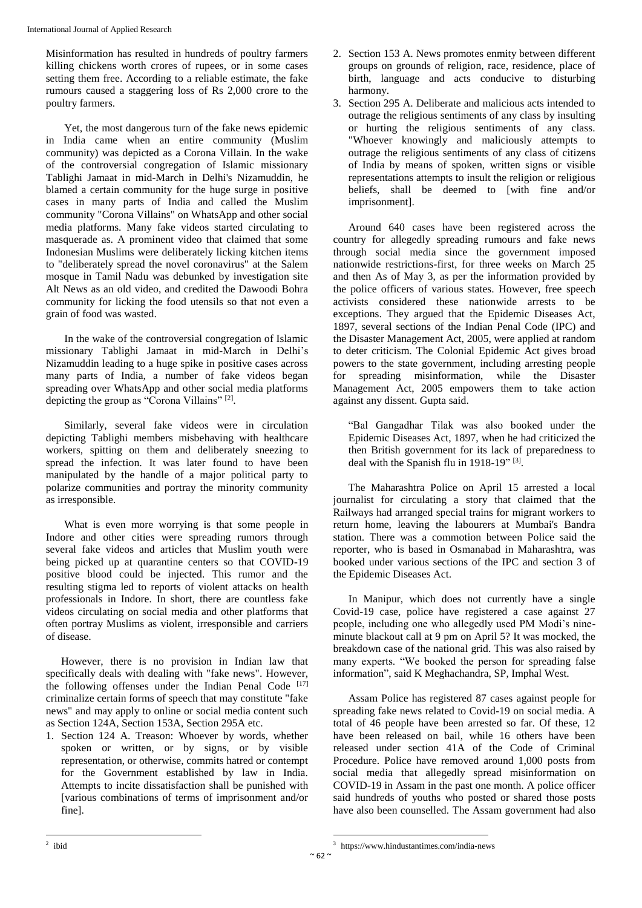Misinformation has resulted in hundreds of poultry farmers killing chickens worth crores of rupees, or in some cases setting them free. According to a reliable estimate, the fake rumours caused a staggering loss of Rs 2,000 crore to the poultry farmers.

Yet, the most dangerous turn of the fake news epidemic in India came when an entire community (Muslim community) was depicted as a Corona Villain. In the wake of the controversial congregation of Islamic missionary Tablighi Jamaat in mid-March in Delhi's Nizamuddin, he blamed a certain community for the huge surge in positive cases in many parts of India and called the Muslim community "Corona Villains" on WhatsApp and other social media platforms. Many fake videos started circulating to masquerade as. A prominent video that claimed that some Indonesian Muslims were deliberately licking kitchen items to "deliberately spread the novel coronavirus" at the Salem mosque in Tamil Nadu was debunked by investigation site Alt News as an old video, and credited the Dawoodi Bohra community for licking the food utensils so that not even a grain of food was wasted.

In the wake of the controversial congregation of Islamic missionary Tablighi Jamaat in mid-March in Delhi's Nizamuddin leading to a huge spike in positive cases across many parts of India, a number of fake videos began spreading over WhatsApp and other social media platforms depicting the group as "Corona Villains" [2].

Similarly, several fake videos were in circulation depicting Tablighi members misbehaving with healthcare workers, spitting on them and deliberately sneezing to spread the infection. It was later found to have been manipulated by the handle of a major political party to polarize communities and portray the minority community as irresponsible.

What is even more worrying is that some people in Indore and other cities were spreading rumors through several fake videos and articles that Muslim youth were being picked up at quarantine centers so that COVID-19 positive blood could be injected. This rumor and the resulting stigma led to reports of violent attacks on health professionals in Indore. In short, there are countless fake videos circulating on social media and other platforms that often portray Muslims as violent, irresponsible and carriers of disease.

However, there is no provision in Indian law that specifically deals with dealing with "fake news". However, the following offenses under the Indian Penal Code [17] criminalize certain forms of speech that may constitute "fake news" and may apply to online or social media content such as Section 124A, Section 153A, Section 295A etc.

1. Section 124 A. Treason: Whoever by words, whether spoken or written, or by signs, or by visible representation, or otherwise, commits hatred or contempt for the Government established by law in India. Attempts to incite dissatisfaction shall be punished with [various combinations of terms of imprisonment and/or fine].
2. Section 153 A. News promotes enmity between different groups on grounds of religion, race, residence, place of birth, language and acts conducive to disturbing harmony.
3. Section 295 A. Deliberate and malicious acts intended to outrage the religious sentiments of any class by insulting or hurting the religious sentiments of any class. "Whoever knowingly and maliciously attempts to outrage the religious sentiments of any class of citizens of India by means of spoken, written signs or visible representations attempts to insult the religion or religious beliefs, shall be deemed to [with fine and/or imprisonment].

Around 640 cases have been registered across the country for allegedly spreading rumours and fake news through social media since the government imposed nationwide restrictions-first, for three weeks on March 25 and then As of May 3, as per the information provided by the police officers of various states. However, free speech activists considered these nationwide arrests to be exceptions. They argued that the Epidemic Diseases Act, 1897, several sections of the Indian Penal Code (IPC) and the Disaster Management Act, 2005, were applied at random to deter criticism. The Colonial Epidemic Act gives broad powers to the state government, including arresting people for spreading misinformation, while the Disaster Management Act, 2005 empowers them to take action against any dissent. Gupta said.

> "Bal Gangadhar Tilak was also booked under the Epidemic Diseases Act, 1897, when he had criticized the then British government for its lack of preparedness to deal with the Spanish flu in 1918-19" [3].

The Maharashtra Police on April 15 arrested a local journalist for circulating a story that claimed that the Railways had arranged special trains for migrant workers to return home, leaving the labourers at Mumbai's Bandra station. There was a commotion between Police said the reporter, who is based in Osmanabad in Maharashtra, was booked under various sections of the IPC and section 3 of the Epidemic Diseases Act.

In Manipur, which does not currently have a single Covid-19 case, police have registered a case against 27 people, including one who allegedly used PM Modi's nine-minute blackout call at 9 pm on April 5? It was mocked, the breakdown case of the national grid. This was also raised by many experts. "We booked the person for spreading false information", said K Meghachandra, SP, Imphal West.

Assam Police has registered 87 cases against people for spreading fake news related to Covid-19 on social media. A total of 46 people have been arrested so far. Of these, 12 have been released on bail, while 16 others have been released under section 41A of the Code of Criminal Procedure. Police have removed around 1,000 posts from social media that allegedly spread misinformation on COVID-19 in Assam in the past one month. A police officer said hundreds of youths who posted or shared those posts have also been counselled. The Assam government had also

---

[2] ibid

[3] https://www.hindustantimes.com/india-news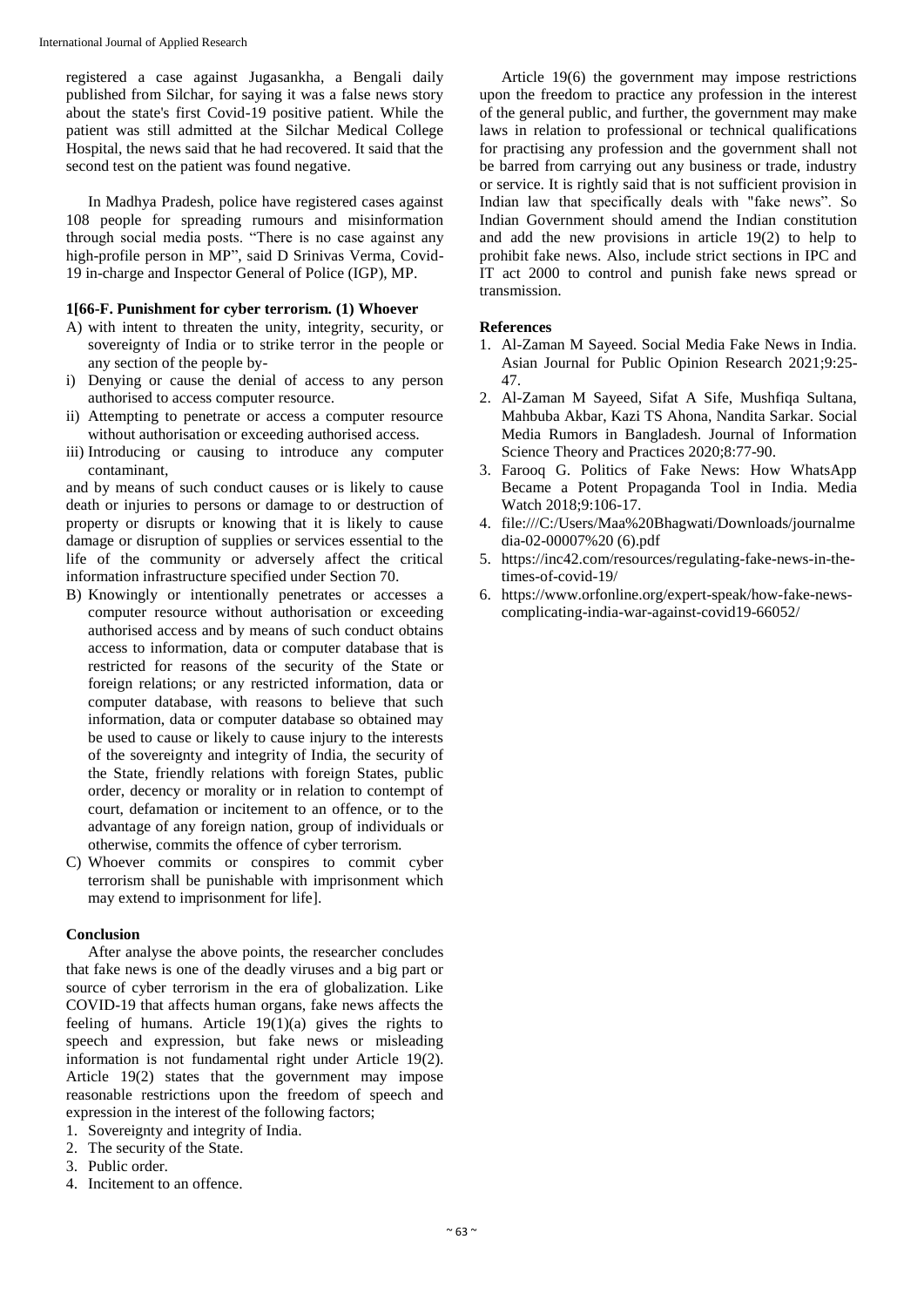registered a case against Jugasankha, a Bengali daily published from Silchar, for saying it was a false news story about the state's first Covid-19 positive patient. While the patient was still admitted at the Silchar Medical College Hospital, the news said that he had recovered. It said that the second test on the patient was found negative.

In Madhya Pradesh, police have registered cases against 108 people for spreading rumours and misinformation through social media posts. "There is no case against any high-profile person in MP", said D Srinivas Verma, Covid-19 in-charge and Inspector General of Police (IGP), MP.

**1[66-F. Punishment for cyber terrorism. (1) Whoever**

A) with intent to threaten the unity, integrity, security, or sovereignty of India or to strike terror in the people or any section of the people by-

i) Denying or cause the denial of access to any person authorised to access computer resource.

ii) Attempting to penetrate or access a computer resource without authorisation or exceeding authorised access.

iii) Introducing or causing to introduce any computer contaminant,

and by means of such conduct causes or is likely to cause death or injuries to persons or damage to or destruction of property or disrupts or knowing that it is likely to cause damage or disruption of supplies or services essential to the life of the community or adversely affect the critical information infrastructure specified under Section 70.

B) Knowingly or intentionally penetrates or accesses a computer resource without authorisation or exceeding authorised access and by means of such conduct obtains access to information, data or computer database that is restricted for reasons of the security of the State or foreign relations; or any restricted information, data or computer database, with reasons to believe that such information, data or computer database so obtained may be used to cause or likely to cause injury to the interests of the sovereignty and integrity of India, the security of the State, friendly relations with foreign States, public order, decency or morality or in relation to contempt of court, defamation or incitement to an offence, or to the advantage of any foreign nation, group of individuals or otherwise, commits the offence of cyber terrorism.

C) Whoever commits or conspires to commit cyber terrorism shall be punishable with imprisonment which may extend to imprisonment for life].

## Conclusion

After analyse the above points, the researcher concludes that fake news is one of the deadly viruses and a big part or source of cyber terrorism in the era of globalization. Like COVID-19 that affects human organs, fake news affects the feeling of humans. Article 19(1)(a) gives the rights to speech and expression, but fake news or misleading information is not fundamental right under Article 19(2). Article 19(2) states that the government may impose reasonable restrictions upon the freedom of speech and expression in the interest of the following factors;

1. Sovereignty and integrity of India.
2. The security of the State.
3. Public order.
4. Incitement to an offence.

Article 19(6) the government may impose restrictions upon the freedom to practice any profession in the interest of the general public, and further, the government may make laws in relation to professional or technical qualifications for practising any profession and the government shall not be barred from carrying out any business or trade, industry or service. It is rightly said that is not sufficient provision in Indian law that specifically deals with "fake news". So Indian Government should amend the Indian constitution and add the new provisions in article 19(2) to help to prohibit fake news. Also, include strict sections in IPC and IT act 2000 to control and punish fake news spread or transmission.

## References

1. Al-Zaman M Sayeed. Social Media Fake News in India. Asian Journal for Public Opinion Research 2021;9:25-47.
2. Al-Zaman M Sayeed, Sifat A Sife, Mushfiqa Sultana, Mahbuba Akbar, Kazi TS Ahona, Nandita Sarkar. Social Media Rumors in Bangladesh. Journal of Information Science Theory and Practices 2020;8:77-90.
3. Farooq G. Politics of Fake News: How WhatsApp Became a Potent Propaganda Tool in India. Media Watch 2018;9:106-17.
4. file:///C:/Users/Maa%20Bhagwati/Downloads/journalmedia-02-00007%20 (6).pdf
5. https://inc42.com/resources/regulating-fake-news-in-the-times-of-covid-19/
6. https://www.orfonline.org/expert-speak/how-fake-news-complicating-india-war-against-covid19-66052/